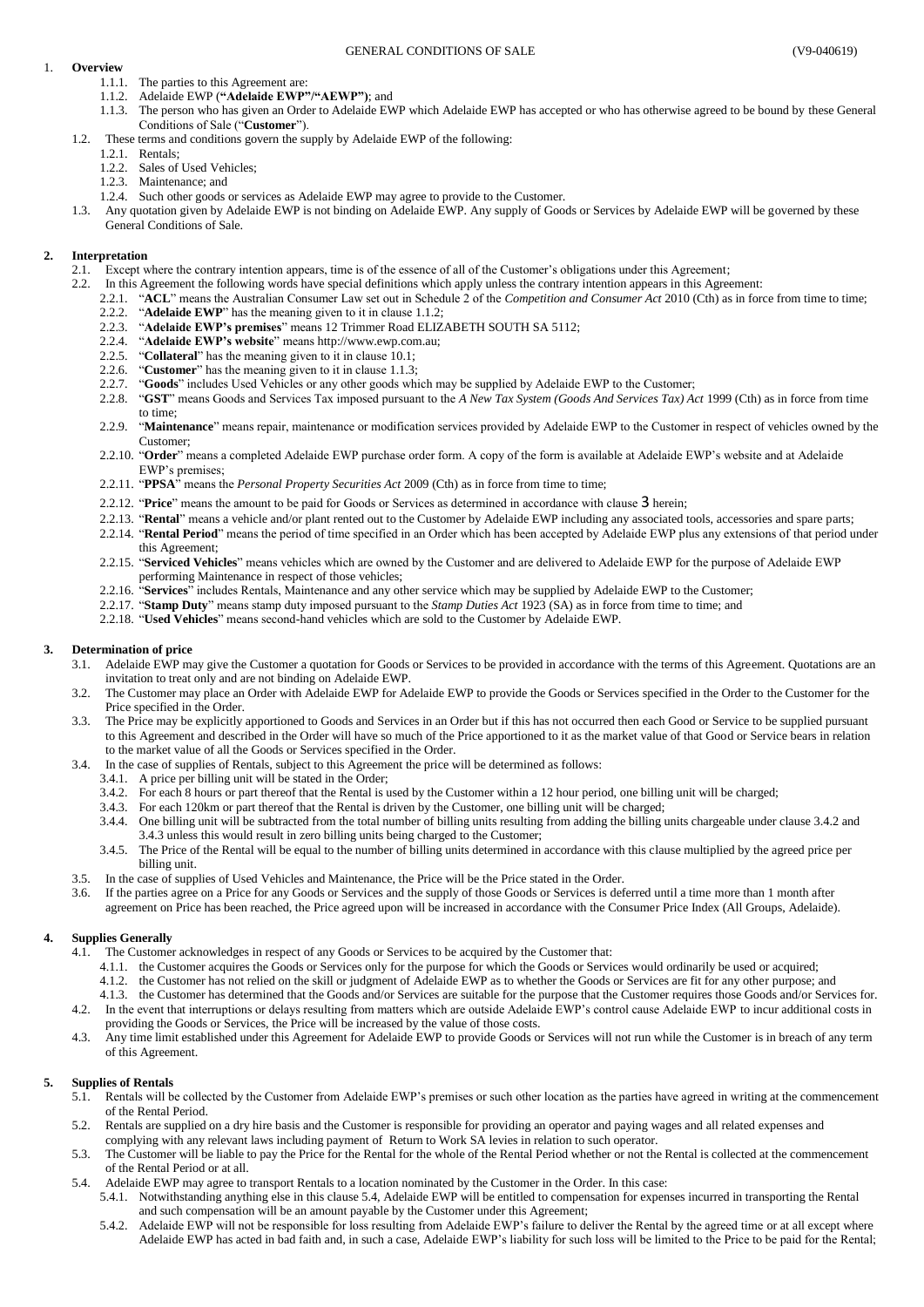# GENERAL CONDITIONS OF SALE (V9-040619)

## 1. Overview

1.1.1. The parties to this Agreement are:

1.1.2. Adelaide EWP (**"Adelaide EWP"/"AEWP")**; and

1.1.3. The person who has given an Order to Adelaide EWP which Adelaide EWP has accepted or who has otherwise agreed to be bound by these General Conditions of Sale ("**Customer**").

1.2. These terms and conditions govern the supply by Adelaide EWP of the following:

1.2.1. Rentals;

1.2.2. Sales of Used Vehicles;

1.2.3. Maintenance; and

1.2.4. Such other goods or services as Adelaide EWP may agree to provide to the Customer.

1.3. Any quotation given by Adelaide EWP is not binding on Adelaide EWP. Any supply of Goods or Services by Adelaide EWP will be governed by these General Conditions of Sale.

## 2. Interpretation

2.1. Except where the contrary intention appears, time is of the essence of all of the Customer's obligations under this Agreement;

2.2. In this Agreement the following words have special definitions which apply unless the contrary intention appears in this Agreement:

2.2.1. "**ACL**" means the Australian Consumer Law set out in Schedule 2 of the *Competition and Consumer Act* 2010 (Cth) as in force from time to time;

2.2.2. "**Adelaide EWP**" has the meaning given to it in clause 1.1.2;

2.2.3. "**Adelaide EWP's premises**" means 12 Trimmer Road ELIZABETH SOUTH SA 5112;

2.2.4. "**Adelaide EWP's website**" means http://www.ewp.com.au;

2.2.5. "**Collateral**" has the meaning given to it in clause 10.1;

2.2.6. "**Customer**" has the meaning given to it in clause 1.1.3;

2.2.7. "**Goods**" includes Used Vehicles or any other goods which may be supplied by Adelaide EWP to the Customer;

2.2.8. "**GST**" means Goods and Services Tax imposed pursuant to the *A New Tax System (Goods And Services Tax) Act* 1999 (Cth) as in force from time to time;

2.2.9. "**Maintenance**" means repair, maintenance or modification services provided by Adelaide EWP to the Customer in respect of vehicles owned by the Customer;

2.2.10. "**Order**" means a completed Adelaide EWP purchase order form. A copy of the form is available at Adelaide EWP's website and at Adelaide EWP's premises;

2.2.11. "**PPSA**" means the *Personal Property Securities Act* 2009 (Cth) as in force from time to time;

2.2.12. "**Price**" means the amount to be paid for Goods or Services as determined in accordance with clause 3 herein;

2.2.13. "**Rental**" means a vehicle and/or plant rented out to the Customer by Adelaide EWP including any associated tools, accessories and spare parts;

2.2.14. "**Rental Period**" means the period of time specified in an Order which has been accepted by Adelaide EWP plus any extensions of that period under this Agreement;

2.2.15. "**Serviced Vehicles**" means vehicles which are owned by the Customer and are delivered to Adelaide EWP for the purpose of Adelaide EWP performing Maintenance in respect of those vehicles;

2.2.16. "**Services**" includes Rentals, Maintenance and any other service which may be supplied by Adelaide EWP to the Customer;

2.2.17. "**Stamp Duty**" means stamp duty imposed pursuant to the *Stamp Duties Act* 1923 (SA) as in force from time to time; and

2.2.18. "**Used Vehicles**" means second-hand vehicles which are sold to the Customer by Adelaide EWP.

## 3. Determination of price

3.1. Adelaide EWP may give the Customer a quotation for Goods or Services to be provided in accordance with the terms of this Agreement. Quotations are an invitation to treat only and are not binding on Adelaide EWP.

3.2. The Customer may place an Order with Adelaide EWP for Adelaide EWP to provide the Goods or Services specified in the Order to the Customer for the Price specified in the Order.

3.3. The Price may be explicitly apportioned to Goods and Services in an Order but if this has not occurred then each Good or Service to be supplied pursuant to this Agreement and described in the Order will have so much of the Price apportioned to it as the market value of that Good or Service bears in relation to the market value of all the Goods or Services specified in the Order.

3.4. In the case of supplies of Rentals, subject to this Agreement the price will be determined as follows:

3.4.1. A price per billing unit will be stated in the Order;

3.4.2. For each 8 hours or part thereof that the Rental is used by the Customer within a 12 hour period, one billing unit will be charged;

3.4.3. For each 120km or part thereof that the Rental is driven by the Customer, one billing unit will be charged;

3.4.4. One billing unit will be subtracted from the total number of billing units resulting from adding the billing units chargeable under clause 3.4.2 and 3.4.3 unless this would result in zero billing units being charged to the Customer;

3.4.5. The Price of the Rental will be equal to the number of billing units determined in accordance with this clause multiplied by the agreed price per billing unit.

3.5. In the case of supplies of Used Vehicles and Maintenance, the Price will be the Price stated in the Order.

3.6. If the parties agree on a Price for any Goods or Services and the supply of those Goods or Services is deferred until a time more than 1 month after agreement on Price has been reached, the Price agreed upon will be increased in accordance with the Consumer Price Index (All Groups, Adelaide).

## 4. Supplies Generally

4.1. The Customer acknowledges in respect of any Goods or Services to be acquired by the Customer that:

4.1.1. the Customer acquires the Goods or Services only for the purpose for which the Goods or Services would ordinarily be used or acquired;

4.1.2. the Customer has not relied on the skill or judgment of Adelaide EWP as to whether the Goods or Services are fit for any other purpose; and

4.1.3. the Customer has determined that the Goods and/or Services are suitable for the purpose that the Customer requires those Goods and/or Services for.

4.2. In the event that interruptions or delays resulting from matters which are outside Adelaide EWP's control cause Adelaide EWP to incur additional costs in providing the Goods or Services, the Price will be increased by the value of those costs.

4.3. Any time limit established under this Agreement for Adelaide EWP to provide Goods or Services will not run while the Customer is in breach of any term of this Agreement.

## 5. Supplies of Rentals

5.1. Rentals will be collected by the Customer from Adelaide EWP's premises or such other location as the parties have agreed in writing at the commencement of the Rental Period.

5.2. Rentals are supplied on a dry hire basis and the Customer is responsible for providing an operator and paying wages and all related expenses and complying with any relevant laws including payment of Return to Work SA levies in relation to such operator.

5.3. The Customer will be liable to pay the Price for the Rental for the whole of the Rental Period whether or not the Rental is collected at the commencement of the Rental Period or at all.

5.4. Adelaide EWP may agree to transport Rentals to a location nominated by the Customer in the Order. In this case:

5.4.1. Notwithstanding anything else in this clause 5.4, Adelaide EWP will be entitled to compensation for expenses incurred in transporting the Rental and such compensation will be an amount payable by the Customer under this Agreement;

5.4.2. Adelaide EWP will not be responsible for loss resulting from Adelaide EWP's failure to deliver the Rental by the agreed time or at all except where Adelaide EWP has acted in bad faith and, in such a case, Adelaide EWP's liability for such loss will be limited to the Price to be paid for the Rental;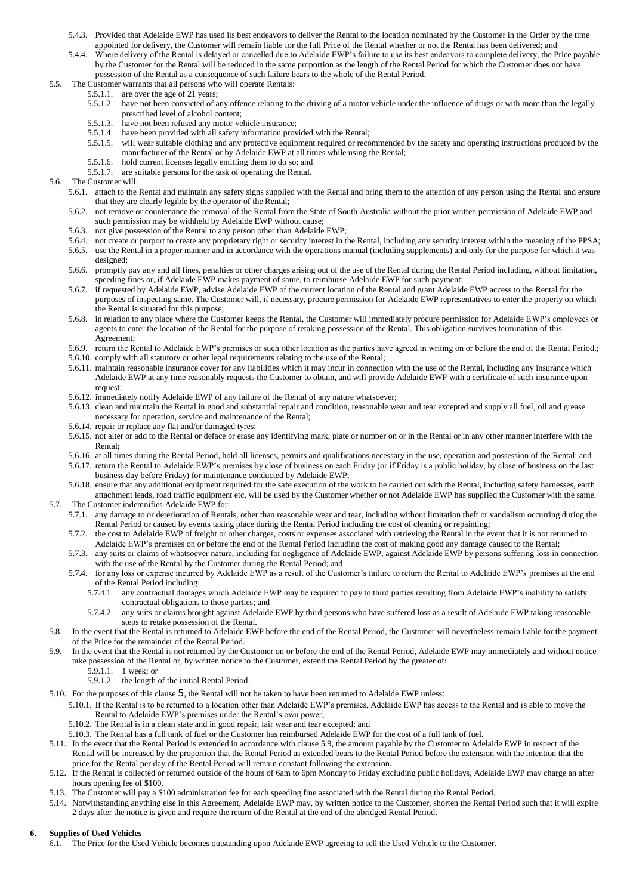5.4.3. Provided that Adelaide EWP has used its best endeavors to deliver the Rental to the location nominated by the Customer in the Order by the time appointed for delivery, the Customer will remain liable for the full Price of the Rental whether or not the Rental has been delivered; and

5.4.4. Where delivery of the Rental is delayed or cancelled due to Adelaide EWP's failure to use its best endeavors to complete delivery, the Price payable by the Customer for the Rental will be reduced in the same proportion as the length of the Rental Period for which the Customer does not have possession of the Rental as a consequence of such failure bears to the whole of the Rental Period.

5.5. The Customer warrants that all persons who will operate Rentals:

5.5.1.1. are over the age of 21 years;

5.5.1.2. have not been convicted of any offence relating to the driving of a motor vehicle under the influence of drugs or with more than the legally prescribed level of alcohol content;

5.5.1.3. have not been refused any motor vehicle insurance;

5.5.1.4. have been provided with all safety information provided with the Rental;

5.5.1.5. will wear suitable clothing and any protective equipment required or recommended by the safety and operating instructions produced by the manufacturer of the Rental or by Adelaide EWP at all times while using the Rental;

5.5.1.6. hold current licenses legally entitling them to do so; and

5.5.1.7. are suitable persons for the task of operating the Rental.

5.6. The Customer will:

5.6.1. attach to the Rental and maintain any safety signs supplied with the Rental and bring them to the attention of any person using the Rental and ensure that they are clearly legible by the operator of the Rental;

5.6.2. not remove or countenance the removal of the Rental from the State of South Australia without the prior written permission of Adelaide EWP and such permission may be withheld by Adelaide EWP without cause;

5.6.3. not give possession of the Rental to any person other than Adelaide EWP;

5.6.4. not create or purport to create any proprietary right or security interest in the Rental, including any security interest within the meaning of the PPSA;

5.6.5. use the Rental in a proper manner and in accordance with the operations manual (including supplements) and only for the purpose for which it was designed;

5.6.6. promptly pay any and all fines, penalties or other charges arising out of the use of the Rental during the Rental Period including, without limitation, speeding fines or, if Adelaide EWP makes payment of same, to reimburse Adelaide EWP for such payment;

5.6.7. if requested by Adelaide EWP, advise Adelaide EWP of the current location of the Rental and grant Adelaide EWP access to the Rental for the purposes of inspecting same. The Customer will, if necessary, procure permission for Adelaide EWP representatives to enter the property on which the Rental is situated for this purpose;

5.6.8. in relation to any place where the Customer keeps the Rental, the Customer will immediately procure permission for Adelaide EWP's employees or agents to enter the location of the Rental for the purpose of retaking possession of the Rental. This obligation survives termination of this Agreement;

5.6.9. return the Rental to Adelaide EWP's premises or such other location as the parties have agreed in writing on or before the end of the Rental Period.;

5.6.10. comply with all statutory or other legal requirements relating to the use of the Rental;

5.6.11. maintain reasonable insurance cover for any liabilities which it may incur in connection with the use of the Rental, including any insurance which Adelaide EWP at any time reasonably requests the Customer to obtain, and will provide Adelaide EWP with a certificate of such insurance upon request;

5.6.12. immediately notify Adelaide EWP of any failure of the Rental of any nature whatsoever;

5.6.13. clean and maintain the Rental in good and substantial repair and condition, reasonable wear and tear excepted and supply all fuel, oil and grease necessary for operation, service and maintenance of the Rental;

5.6.14. repair or replace any flat and/or damaged tyres;

5.6.15. not alter or add to the Rental or deface or erase any identifying mark, plate or number on or in the Rental or in any other manner interfere with the Rental;

5.6.16. at all times during the Rental Period, hold all licenses, permits and qualifications necessary in the use, operation and possession of the Rental; and

5.6.17. return the Rental to Adelaide EWP's premises by close of business on each Friday (or if Friday is a public holiday, by close of business on the last business day before Friday) for maintenance conducted by Adelaide EWP;

5.6.18. ensure that any additional equipment required for the safe execution of the work to be carried out with the Rental, including safety harnesses, earth attachment leads, road traffic equipment etc, will be used by the Customer whether or not Adelaide EWP has supplied the Customer with the same.

5.7. The Customer indemnifies Adelaide EWP for:

5.7.1. any damage to or deterioration of Rentals, other than reasonable wear and tear, including without limitation theft or vandalism occurring during the Rental Period or caused by events taking place during the Rental Period including the cost of cleaning or repainting;

5.7.2. the cost to Adelaide EWP of freight or other charges, costs or expenses associated with retrieving the Rental in the event that it is not returned to Adelaide EWP's premises on or before the end of the Rental Period including the cost of making good any damage caused to the Rental;

5.7.3. any suits or claims of whatsoever nature, including for negligence of Adelaide EWP, against Adelaide EWP by persons suffering loss in connection with the use of the Rental by the Customer during the Rental Period; and

5.7.4. for any loss or expense incurred by Adelaide EWP as a result of the Customer's failure to return the Rental to Adelaide EWP's premises at the end of the Rental Period including:

5.7.4.1. any contractual damages which Adelaide EWP may be required to pay to third parties resulting from Adelaide EWP's inability to satisfy contractual obligations to those parties; and

5.7.4.2. any suits or claims brought against Adelaide EWP by third persons who have suffered loss as a result of Adelaide EWP taking reasonable steps to retake possession of the Rental.

5.8. In the event that the Rental is returned to Adelaide EWP before the end of the Rental Period, the Customer will nevertheless remain liable for the payment of the Price for the remainder of the Rental Period.

5.9. In the event that the Rental is not returned by the Customer on or before the end of the Rental Period, Adelaide EWP may immediately and without notice take possession of the Rental or, by written notice to the Customer, extend the Rental Period by the greater of:

5.9.1.1. 1 week; or

5.9.1.2. the length of the initial Rental Period.

5.10. For the purposes of this clause 5, the Rental will not be taken to have been returned to Adelaide EWP unless:

5.10.1. If the Rental is to be returned to a location other than Adelaide EWP's premises, Adelaide EWP has access to the Rental and is able to move the Rental to Adelaide EWP's premises under the Rental's own power;

5.10.2. The Rental is in a clean state and in good repair, fair wear and tear excepted; and

5.10.3. The Rental has a full tank of fuel or the Customer has reimbursed Adelaide EWP for the cost of a full tank of fuel.

5.11. In the event that the Rental Period is extended in accordance with clause 5.9, the amount payable by the Customer to Adelaide EWP in respect of the Rental will be increased by the proportion that the Rental Period as extended bears to the Rental Period before the extension with the intention that the price for the Rental per day of the Rental Period will remain constant following the extension.

5.12. If the Rental is collected or returned outside of the hours of 6am to 6pm Monday to Friday excluding public holidays, Adelaide EWP may charge an after hours opening fee of $100.

5.13. The Customer will pay a $100 administration fee for each speeding fine associated with the Rental during the Rental Period.

5.14. Notwithstanding anything else in this Agreement, Adelaide EWP may, by written notice to the Customer, shorten the Rental Period such that it will expire 2 days after the notice is given and require the return of the Rental at the end of the abridged Rental Period.

## 6. Supplies of Used Vehicles

6.1. The Price for the Used Vehicle becomes outstanding upon Adelaide EWP agreeing to sell the Used Vehicle to the Customer.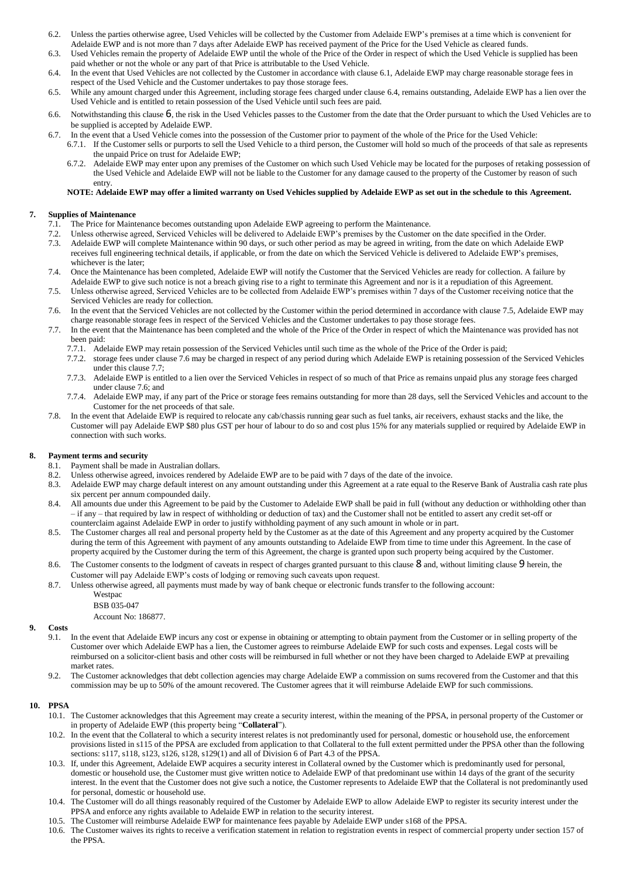6.2. Unless the parties otherwise agree, Used Vehicles will be collected by the Customer from Adelaide EWP's premises at a time which is convenient for Adelaide EWP and is not more than 7 days after Adelaide EWP has received payment of the Price for the Used Vehicle as cleared funds.

6.3. Used Vehicles remain the property of Adelaide EWP until the whole of the Price of the Order in respect of which the Used Vehicle is supplied has been paid whether or not the whole or any part of that Price is attributable to the Used Vehicle.

6.4. In the event that Used Vehicles are not collected by the Customer in accordance with clause 6.1, Adelaide EWP may charge reasonable storage fees in respect of the Used Vehicle and the Customer undertakes to pay those storage fees.

6.5. While any amount charged under this Agreement, including storage fees charged under clause 6.4, remains outstanding, Adelaide EWP has a lien over the Used Vehicle and is entitled to retain possession of the Used Vehicle until such fees are paid.

6.6. Notwithstanding this clause 6, the risk in the Used Vehicles passes to the Customer from the date that the Order pursuant to which the Used Vehicles are to be supplied is accepted by Adelaide EWP.

6.7. In the event that a Used Vehicle comes into the possession of the Customer prior to payment of the whole of the Price for the Used Vehicle:

6.7.1. If the Customer sells or purports to sell the Used Vehicle to a third person, the Customer will hold so much of the proceeds of that sale as represents the unpaid Price on trust for Adelaide EWP;

6.7.2. Adelaide EWP may enter upon any premises of the Customer on which such Used Vehicle may be located for the purposes of retaking possession of the Used Vehicle and Adelaide EWP will not be liable to the Customer for any damage caused to the property of the Customer by reason of such entry.

**NOTE: Adelaide EWP may offer a limited warranty on Used Vehicles supplied by Adelaide EWP as set out in the schedule to this Agreement.**

## 7. Supplies of Maintenance

7.1. The Price for Maintenance becomes outstanding upon Adelaide EWP agreeing to perform the Maintenance.

7.2. Unless otherwise agreed, Serviced Vehicles will be delivered to Adelaide EWP's premises by the Customer on the date specified in the Order.

7.3. Adelaide EWP will complete Maintenance within 90 days, or such other period as may be agreed in writing, from the date on which Adelaide EWP receives full engineering technical details, if applicable, or from the date on which the Serviced Vehicle is delivered to Adelaide EWP's premises, whichever is the later;

7.4. Once the Maintenance has been completed, Adelaide EWP will notify the Customer that the Serviced Vehicles are ready for collection. A failure by Adelaide EWP to give such notice is not a breach giving rise to a right to terminate this Agreement and nor is it a repudiation of this Agreement.

7.5. Unless otherwise agreed, Serviced Vehicles are to be collected from Adelaide EWP's premises within 7 days of the Customer receiving notice that the Serviced Vehicles are ready for collection.

7.6. In the event that the Serviced Vehicles are not collected by the Customer within the period determined in accordance with clause 7.5, Adelaide EWP may charge reasonable storage fees in respect of the Serviced Vehicles and the Customer undertakes to pay those storage fees.

7.7. In the event that the Maintenance has been completed and the whole of the Price of the Order in respect of which the Maintenance was provided has not been paid:

7.7.1. Adelaide EWP may retain possession of the Serviced Vehicles until such time as the whole of the Price of the Order is paid;

7.7.2. storage fees under clause 7.6 may be charged in respect of any period during which Adelaide EWP is retaining possession of the Serviced Vehicles under this clause 7.7;

7.7.3. Adelaide EWP is entitled to a lien over the Serviced Vehicles in respect of so much of that Price as remains unpaid plus any storage fees charged under clause 7.6; and

7.7.4. Adelaide EWP may, if any part of the Price or storage fees remains outstanding for more than 28 days, sell the Serviced Vehicles and account to the Customer for the net proceeds of that sale.

7.8. In the event that Adelaide EWP is required to relocate any cab/chassis running gear such as fuel tanks, air receivers, exhaust stacks and the like, the Customer will pay Adelaide EWP $80 plus GST per hour of labour to do so and cost plus 15% for any materials supplied or required by Adelaide EWP in connection with such works.

## 8. Payment terms and security

8.1. Payment shall be made in Australian dollars.

8.2. Unless otherwise agreed, invoices rendered by Adelaide EWP are to be paid with 7 days of the date of the invoice.

8.3. Adelaide EWP may charge default interest on any amount outstanding under this Agreement at a rate equal to the Reserve Bank of Australia cash rate plus six percent per annum compounded daily.

8.4. All amounts due under this Agreement to be paid by the Customer to Adelaide EWP shall be paid in full (without any deduction or withholding other than – if any – that required by law in respect of withholding or deduction of tax) and the Customer shall not be entitled to assert any credit set-off or counterclaim against Adelaide EWP in order to justify withholding payment of any such amount in whole or in part.

8.5. The Customer charges all real and personal property held by the Customer as at the date of this Agreement and any property acquired by the Customer during the term of this Agreement with payment of any amounts outstanding to Adelaide EWP from time to time under this Agreement. In the case of property acquired by the Customer during the term of this Agreement, the charge is granted upon such property being acquired by the Customer.

8.6. The Customer consents to the lodgment of caveats in respect of charges granted pursuant to this clause 8 and, without limiting clause 9 herein, the Customer will pay Adelaide EWP's costs of lodging or removing such caveats upon request.

8.7. Unless otherwise agreed, all payments must made by way of bank cheque or electronic funds transfer to the following account:

Westpac
BSB 035-047
Account No: 186877.

## 9. Costs

9.1. In the event that Adelaide EWP incurs any cost or expense in obtaining or attempting to obtain payment from the Customer or in selling property of the Customer over which Adelaide EWP has a lien, the Customer agrees to reimburse Adelaide EWP for such costs and expenses. Legal costs will be reimbursed on a solicitor-client basis and other costs will be reimbursed in full whether or not they have been charged to Adelaide EWP at prevailing market rates.

9.2. The Customer acknowledges that debt collection agencies may charge Adelaide EWP a commission on sums recovered from the Customer and that this commission may be up to 50% of the amount recovered. The Customer agrees that it will reimburse Adelaide EWP for such commissions.

## 10. PPSA

10.1. The Customer acknowledges that this Agreement may create a security interest, within the meaning of the PPSA, in personal property of the Customer or in property of Adelaide EWP (this property being "**Collateral**").

10.2. In the event that the Collateral to which a security interest relates is not predominantly used for personal, domestic or household use, the enforcement provisions listed in s115 of the PPSA are excluded from application to that Collateral to the full extent permitted under the PPSA other than the following sections: s117, s118, s123, s126, s128, s129(1) and all of Division 6 of Part 4.3 of the PPSA.

10.3. If, under this Agreement, Adelaide EWP acquires a security interest in Collateral owned by the Customer which is predominantly used for personal, domestic or household use, the Customer must give written notice to Adelaide EWP of that predominant use within 14 days of the grant of the security interest. In the event that the Customer does not give such a notice, the Customer represents to Adelaide EWP that the Collateral is not predominantly used for personal, domestic or household use.

10.4. The Customer will do all things reasonably required of the Customer by Adelaide EWP to allow Adelaide EWP to register its security interest under the PPSA and enforce any rights available to Adelaide EWP in relation to the security interest.

10.5. The Customer will reimburse Adelaide EWP for maintenance fees payable by Adelaide EWP under s168 of the PPSA.

10.6. The Customer waives its rights to receive a verification statement in relation to registration events in respect of commercial property under section 157 of the PPSA.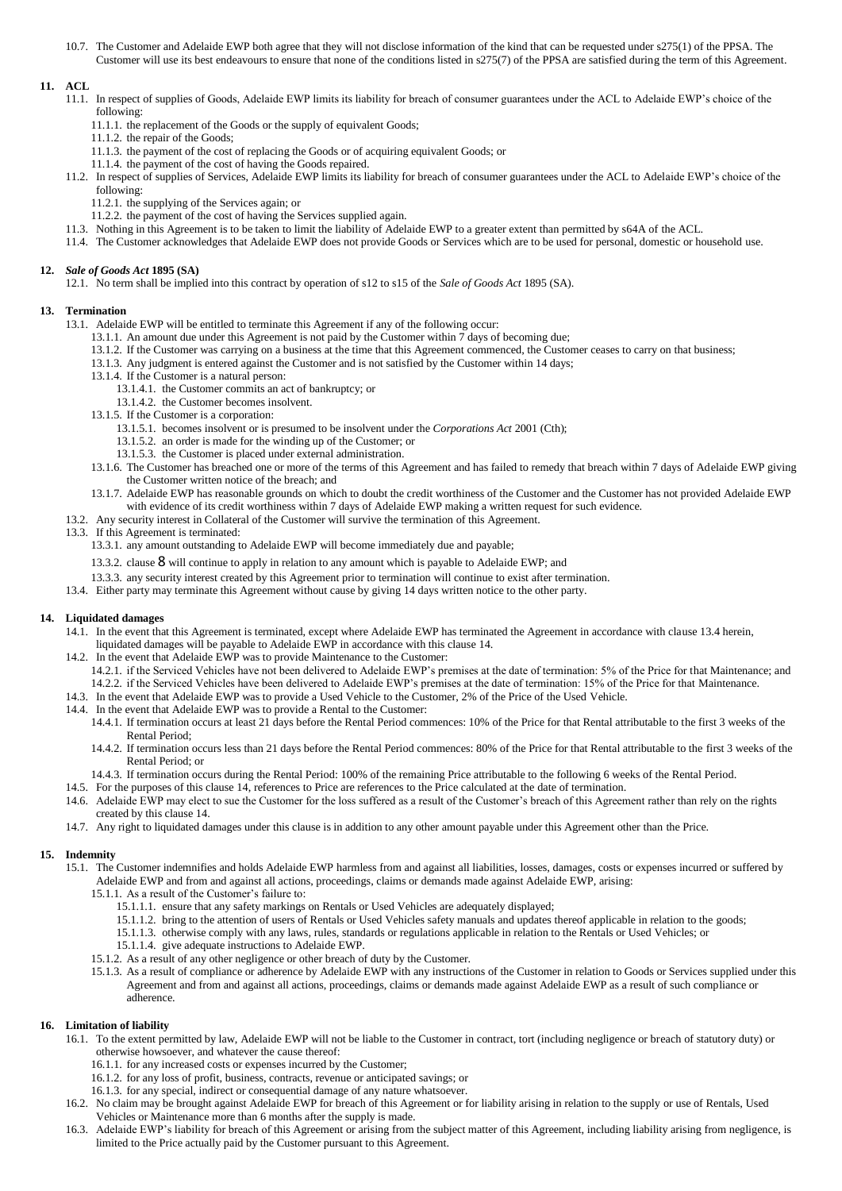10.7. The Customer and Adelaide EWP both agree that they will not disclose information of the kind that can be requested under s275(1) of the PPSA. The Customer will use its best endeavours to ensure that none of the conditions listed in s275(7) of the PPSA are satisfied during the term of this Agreement.

**11. ACL**

11.1. In respect of supplies of Goods, Adelaide EWP limits its liability for breach of consumer guarantees under the ACL to Adelaide EWP's choice of the following:

11.1.1. the replacement of the Goods or the supply of equivalent Goods;

11.1.2. the repair of the Goods;

11.1.3. the payment of the cost of replacing the Goods or of acquiring equivalent Goods; or

11.1.4. the payment of the cost of having the Goods repaired.

11.2. In respect of supplies of Services, Adelaide EWP limits its liability for breach of consumer guarantees under the ACL to Adelaide EWP's choice of the following:

11.2.1. the supplying of the Services again; or

11.2.2. the payment of the cost of having the Services supplied again.

11.3. Nothing in this Agreement is to be taken to limit the liability of Adelaide EWP to a greater extent than permitted by s64A of the ACL.

11.4. The Customer acknowledges that Adelaide EWP does not provide Goods or Services which are to be used for personal, domestic or household use.

**12. *Sale of Goods Act* 1895 (SA)**

12.1. No term shall be implied into this contract by operation of s12 to s15 of the *Sale of Goods Act* 1895 (SA).

**13. Termination**

13.1. Adelaide EWP will be entitled to terminate this Agreement if any of the following occur:

13.1.1. An amount due under this Agreement is not paid by the Customer within 7 days of becoming due;

13.1.2. If the Customer was carrying on a business at the time that this Agreement commenced, the Customer ceases to carry on that business;

13.1.3. Any judgment is entered against the Customer and is not satisfied by the Customer within 14 days;

13.1.4. If the Customer is a natural person:

13.1.4.1. the Customer commits an act of bankruptcy; or

13.1.4.2. the Customer becomes insolvent.

13.1.5. If the Customer is a corporation:

13.1.5.1. becomes insolvent or is presumed to be insolvent under the *Corporations Act* 2001 (Cth);

13.1.5.2. an order is made for the winding up of the Customer; or

13.1.5.3. the Customer is placed under external administration.

13.1.6. The Customer has breached one or more of the terms of this Agreement and has failed to remedy that breach within 7 days of Adelaide EWP giving the Customer written notice of the breach; and

13.1.7. Adelaide EWP has reasonable grounds on which to doubt the credit worthiness of the Customer and the Customer has not provided Adelaide EWP with evidence of its credit worthiness within 7 days of Adelaide EWP making a written request for such evidence.

13.2. Any security interest in Collateral of the Customer will survive the termination of this Agreement.

13.3. If this Agreement is terminated:

13.3.1. any amount outstanding to Adelaide EWP will become immediately due and payable;

13.3.2. clause 8 will continue to apply in relation to any amount which is payable to Adelaide EWP; and

13.3.3. any security interest created by this Agreement prior to termination will continue to exist after termination.

13.4. Either party may terminate this Agreement without cause by giving 14 days written notice to the other party.

**14. Liquidated damages**

14.1. In the event that this Agreement is terminated, except where Adelaide EWP has terminated the Agreement in accordance with clause 13.4 herein, liquidated damages will be payable to Adelaide EWP in accordance with this clause 14.

14.2. In the event that Adelaide EWP was to provide Maintenance to the Customer:

14.2.1. if the Serviced Vehicles have not been delivered to Adelaide EWP's premises at the date of termination: 5% of the Price for that Maintenance; and

14.2.2. if the Serviced Vehicles have been delivered to Adelaide EWP's premises at the date of termination: 15% of the Price for that Maintenance.

14.3. In the event that Adelaide EWP was to provide a Used Vehicle to the Customer, 2% of the Price of the Used Vehicle.

14.4. In the event that Adelaide EWP was to provide a Rental to the Customer:

14.4.1. If termination occurs at least 21 days before the Rental Period commences: 10% of the Price for that Rental attributable to the first 3 weeks of the Rental Period;

14.4.2. If termination occurs less than 21 days before the Rental Period commences: 80% of the Price for that Rental attributable to the first 3 weeks of the Rental Period; or

14.4.3. If termination occurs during the Rental Period: 100% of the remaining Price attributable to the following 6 weeks of the Rental Period.

14.5. For the purposes of this clause 14, references to Price are references to the Price calculated at the date of termination.

14.6. Adelaide EWP may elect to sue the Customer for the loss suffered as a result of the Customer's breach of this Agreement rather than rely on the rights created by this clause 14.

14.7. Any right to liquidated damages under this clause is in addition to any other amount payable under this Agreement other than the Price.

**15. Indemnity**

15.1. The Customer indemnifies and holds Adelaide EWP harmless from and against all liabilities, losses, damages, costs or expenses incurred or suffered by Adelaide EWP and from and against all actions, proceedings, claims or demands made against Adelaide EWP, arising:

15.1.1. As a result of the Customer's failure to:

15.1.1.1. ensure that any safety markings on Rentals or Used Vehicles are adequately displayed;

15.1.1.2. bring to the attention of users of Rentals or Used Vehicles safety manuals and updates thereof applicable in relation to the goods;

15.1.1.3. otherwise comply with any laws, rules, standards or regulations applicable in relation to the Rentals or Used Vehicles; or

15.1.1.4. give adequate instructions to Adelaide EWP.

15.1.2. As a result of any other negligence or other breach of duty by the Customer.

15.1.3. As a result of compliance or adherence by Adelaide EWP with any instructions of the Customer in relation to Goods or Services supplied under this Agreement and from and against all actions, proceedings, claims or demands made against Adelaide EWP as a result of such compliance or adherence.

**16. Limitation of liability**

16.1. To the extent permitted by law, Adelaide EWP will not be liable to the Customer in contract, tort (including negligence or breach of statutory duty) or otherwise howsoever, and whatever the cause thereof:

16.1.1. for any increased costs or expenses incurred by the Customer;

16.1.2. for any loss of profit, business, contracts, revenue or anticipated savings; or

16.1.3. for any special, indirect or consequential damage of any nature whatsoever.

16.2. No claim may be brought against Adelaide EWP for breach of this Agreement or for liability arising in relation to the supply or use of Rentals, Used Vehicles or Maintenance more than 6 months after the supply is made.

16.3. Adelaide EWP's liability for breach of this Agreement or arising from the subject matter of this Agreement, including liability arising from negligence, is limited to the Price actually paid by the Customer pursuant to this Agreement.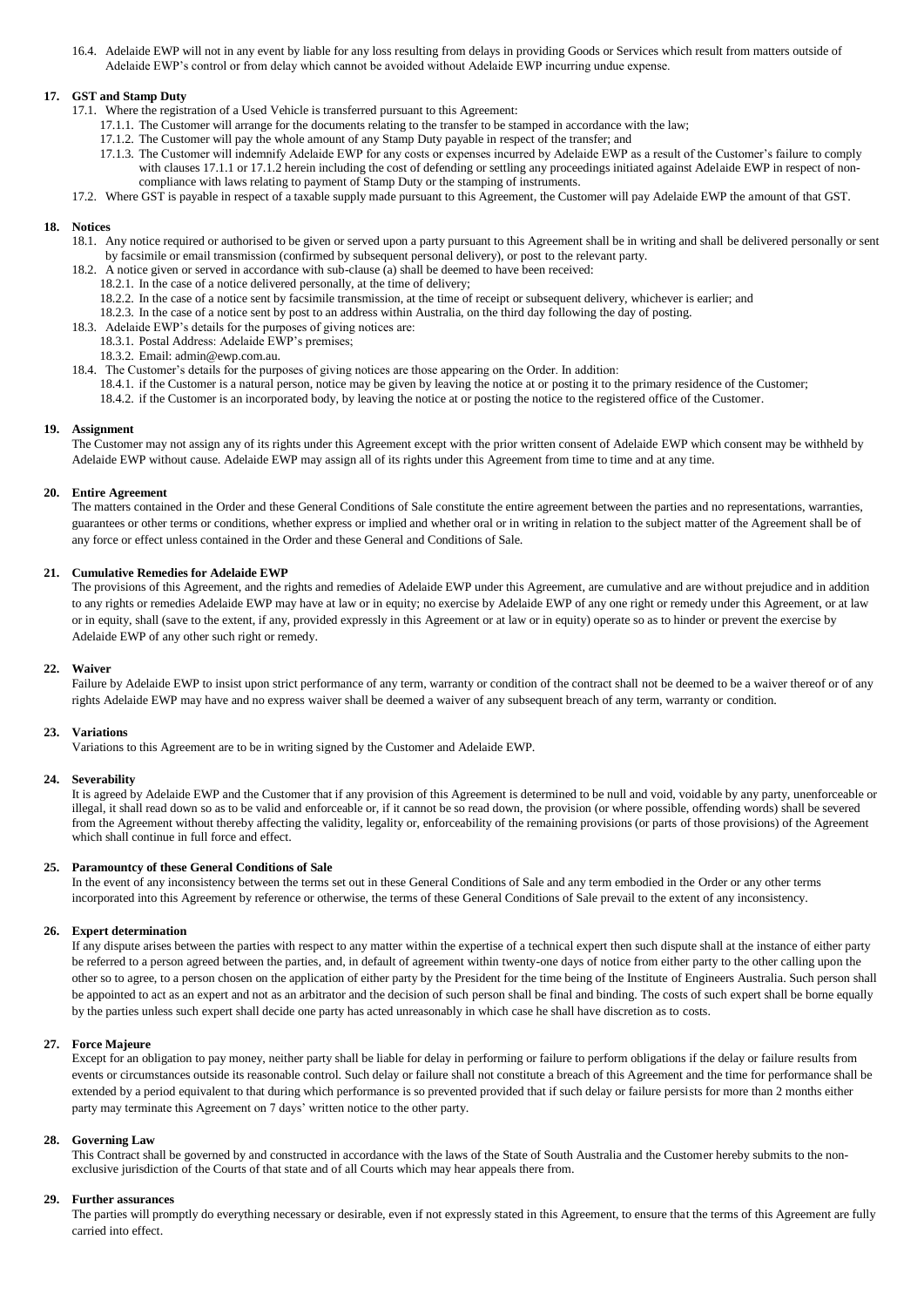16.4. Adelaide EWP will not in any event by liable for any loss resulting from delays in providing Goods or Services which result from matters outside of Adelaide EWP's control or from delay which cannot be avoided without Adelaide EWP incurring undue expense.

## 17. GST and Stamp Duty

17.1. Where the registration of a Used Vehicle is transferred pursuant to this Agreement:

17.1.1. The Customer will arrange for the documents relating to the transfer to be stamped in accordance with the law;

17.1.2. The Customer will pay the whole amount of any Stamp Duty payable in respect of the transfer; and

17.1.3. The Customer will indemnify Adelaide EWP for any costs or expenses incurred by Adelaide EWP as a result of the Customer's failure to comply with clauses 17.1.1 or 17.1.2 herein including the cost of defending or settling any proceedings initiated against Adelaide EWP in respect of non-compliance with laws relating to payment of Stamp Duty or the stamping of instruments.

17.2. Where GST is payable in respect of a taxable supply made pursuant to this Agreement, the Customer will pay Adelaide EWP the amount of that GST.

## 18. Notices

18.1. Any notice required or authorised to be given or served upon a party pursuant to this Agreement shall be in writing and shall be delivered personally or sent by facsimile or email transmission (confirmed by subsequent personal delivery), or post to the relevant party.

18.2. A notice given or served in accordance with sub-clause (a) shall be deemed to have been received:

18.2.1. In the case of a notice delivered personally, at the time of delivery;

18.2.2. In the case of a notice sent by facsimile transmission, at the time of receipt or subsequent delivery, whichever is earlier; and

18.2.3. In the case of a notice sent by post to an address within Australia, on the third day following the day of posting.

18.3. Adelaide EWP's details for the purposes of giving notices are:

18.3.1. Postal Address: Adelaide EWP's premises;

18.3.2. Email: admin@ewp.com.au.

18.4. The Customer's details for the purposes of giving notices are those appearing on the Order. In addition:

18.4.1. if the Customer is a natural person, notice may be given by leaving the notice at or posting it to the primary residence of the Customer;

18.4.2. if the Customer is an incorporated body, by leaving the notice at or posting the notice to the registered office of the Customer.

## 19. Assignment

The Customer may not assign any of its rights under this Agreement except with the prior written consent of Adelaide EWP which consent may be withheld by Adelaide EWP without cause. Adelaide EWP may assign all of its rights under this Agreement from time to time and at any time.

## 20. Entire Agreement

The matters contained in the Order and these General Conditions of Sale constitute the entire agreement between the parties and no representations, warranties, guarantees or other terms or conditions, whether express or implied and whether oral or in writing in relation to the subject matter of the Agreement shall be of any force or effect unless contained in the Order and these General and Conditions of Sale.

## 21. Cumulative Remedies for Adelaide EWP

The provisions of this Agreement, and the rights and remedies of Adelaide EWP under this Agreement, are cumulative and are without prejudice and in addition to any rights or remedies Adelaide EWP may have at law or in equity; no exercise by Adelaide EWP of any one right or remedy under this Agreement, or at law or in equity, shall (save to the extent, if any, provided expressly in this Agreement or at law or in equity) operate so as to hinder or prevent the exercise by Adelaide EWP of any other such right or remedy.

## 22. Waiver

Failure by Adelaide EWP to insist upon strict performance of any term, warranty or condition of the contract shall not be deemed to be a waiver thereof or of any rights Adelaide EWP may have and no express waiver shall be deemed a waiver of any subsequent breach of any term, warranty or condition.

## 23. Variations

Variations to this Agreement are to be in writing signed by the Customer and Adelaide EWP.

## 24. Severability

It is agreed by Adelaide EWP and the Customer that if any provision of this Agreement is determined to be null and void, voidable by any party, unenforceable or illegal, it shall read down so as to be valid and enforceable or, if it cannot be so read down, the provision (or where possible, offending words) shall be severed from the Agreement without thereby affecting the validity, legality or, enforceability of the remaining provisions (or parts of those provisions) of the Agreement which shall continue in full force and effect.

## 25. Paramountcy of these General Conditions of Sale

In the event of any inconsistency between the terms set out in these General Conditions of Sale and any term embodied in the Order or any other terms incorporated into this Agreement by reference or otherwise, the terms of these General Conditions of Sale prevail to the extent of any inconsistency.

## 26. Expert determination

If any dispute arises between the parties with respect to any matter within the expertise of a technical expert then such dispute shall at the instance of either party be referred to a person agreed between the parties, and, in default of agreement within twenty-one days of notice from either party to the other calling upon the other so to agree, to a person chosen on the application of either party by the President for the time being of the Institute of Engineers Australia. Such person shall be appointed to act as an expert and not as an arbitrator and the decision of such person shall be final and binding. The costs of such expert shall be borne equally by the parties unless such expert shall decide one party has acted unreasonably in which case he shall have discretion as to costs.

## 27. Force Majeure

Except for an obligation to pay money, neither party shall be liable for delay in performing or failure to perform obligations if the delay or failure results from events or circumstances outside its reasonable control. Such delay or failure shall not constitute a breach of this Agreement and the time for performance shall be extended by a period equivalent to that during which performance is so prevented provided that if such delay or failure persists for more than 2 months either party may terminate this Agreement on 7 days' written notice to the other party.

## 28. Governing Law

This Contract shall be governed by and constructed in accordance with the laws of the State of South Australia and the Customer hereby submits to the non-exclusive jurisdiction of the Courts of that state and of all Courts which may hear appeals there from.

## 29. Further assurances

The parties will promptly do everything necessary or desirable, even if not expressly stated in this Agreement, to ensure that the terms of this Agreement are fully carried into effect.